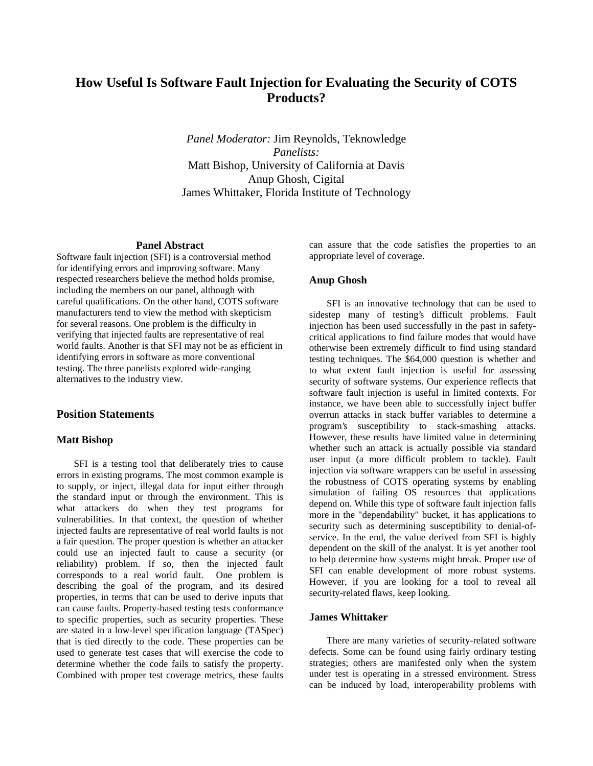# How Useful Is Software Fault Injection for Evaluating the Security of COTS Products?

*Panel Moderator:* Jim Reynolds, Teknowledge
*Panelists:*
Matt Bishop, University of California at Davis
Anup Ghosh, Cigital
James Whittaker, Florida Institute of Technology

### Panel Abstract

Software fault injection (SFI) is a controversial method for identifying errors and improving software. Many respected researchers believe the method holds promise, including the members on our panel, although with careful qualifications. On the other hand, COTS software manufacturers tend to view the method with skepticism for several reasons. One problem is the difficulty in verifying that injected faults are representative of real world faults. Another is that SFI may not be as efficient in identifying errors in software as more conventional testing. The three panelists explored wide-ranging alternatives to the industry view.

## Position Statements

### Matt Bishop

SFI is a testing tool that deliberately tries to cause errors in existing programs. The most common example is to supply, or inject, illegal data for input either through the standard input or through the environment. This is what attackers do when they test programs for vulnerabilities. In that context, the question of whether injected faults are representative of real world faults is not a fair question. The proper question is whether an attacker could use an injected fault to cause a security (or reliability) problem. If so, then the injected fault corresponds to a real world fault. One problem is describing the goal of the program, and its desired properties, in terms that can be used to derive inputs that can cause faults. Property-based testing tests conformance to specific properties, such as security properties. These are stated in a low-level specification language (TASpec) that is tied directly to the code. These properties can be used to generate test cases that will exercise the code to determine whether the code fails to satisfy the property. Combined with proper test coverage metrics, these faults can assure that the code satisfies the properties to an appropriate level of coverage.

### Anup Ghosh

SFI is an innovative technology that can be used to sidestep many of testing's difficult problems. Fault injection has been used successfully in the past in safety-critical applications to find failure modes that would have otherwise been extremely difficult to find using standard testing techniques. The $64,000 question is whether and to what extent fault injection is useful for assessing security of software systems. Our experience reflects that software fault injection is useful in limited contexts. For instance, we have been able to successfully inject buffer overrun attacks in stack buffer variables to determine a program's susceptibility to stack-smashing attacks. However, these results have limited value in determining whether such an attack is actually possible via standard user input (a more difficult problem to tackle). Fault injection via software wrappers can be useful in assessing the robustness of COTS operating systems by enabling simulation of failing OS resources that applications depend on. While this type of software fault injection falls more in the "dependability" bucket, it has applications to security such as determining susceptibility to denial-of-service. In the end, the value derived from SFI is highly dependent on the skill of the analyst. It is yet another tool to help determine how systems might break. Proper use of SFI can enable development of more robust systems. However, if you are looking for a tool to reveal all security-related flaws, keep looking.

### James Whittaker

There are many varieties of security-related software defects. Some can be found using fairly ordinary testing strategies; others are manifested only when the system under test is operating in a stressed environment. Stress can be induced by load, interoperability problems with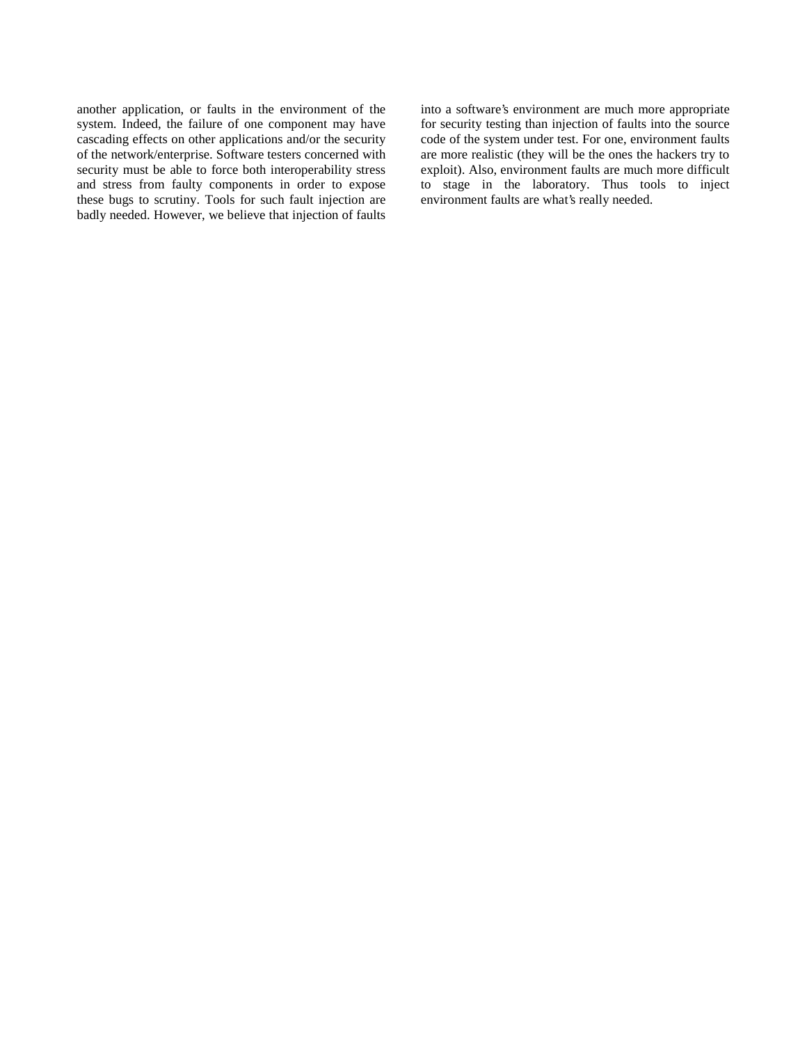another application, or faults in the environment of the system. Indeed, the failure of one component may have cascading effects on other applications and/or the security of the network/enterprise. Software testers concerned with security must be able to force both interoperability stress and stress from faulty components in order to expose these bugs to scrutiny. Tools for such fault injection are badly needed. However, we believe that injection of faults into a software's environment are much more appropriate for security testing than injection of faults into the source code of the system under test. For one, environment faults are more realistic (they will be the ones the hackers try to exploit). Also, environment faults are much more difficult to stage in the laboratory. Thus tools to inject environment faults are what's really needed.